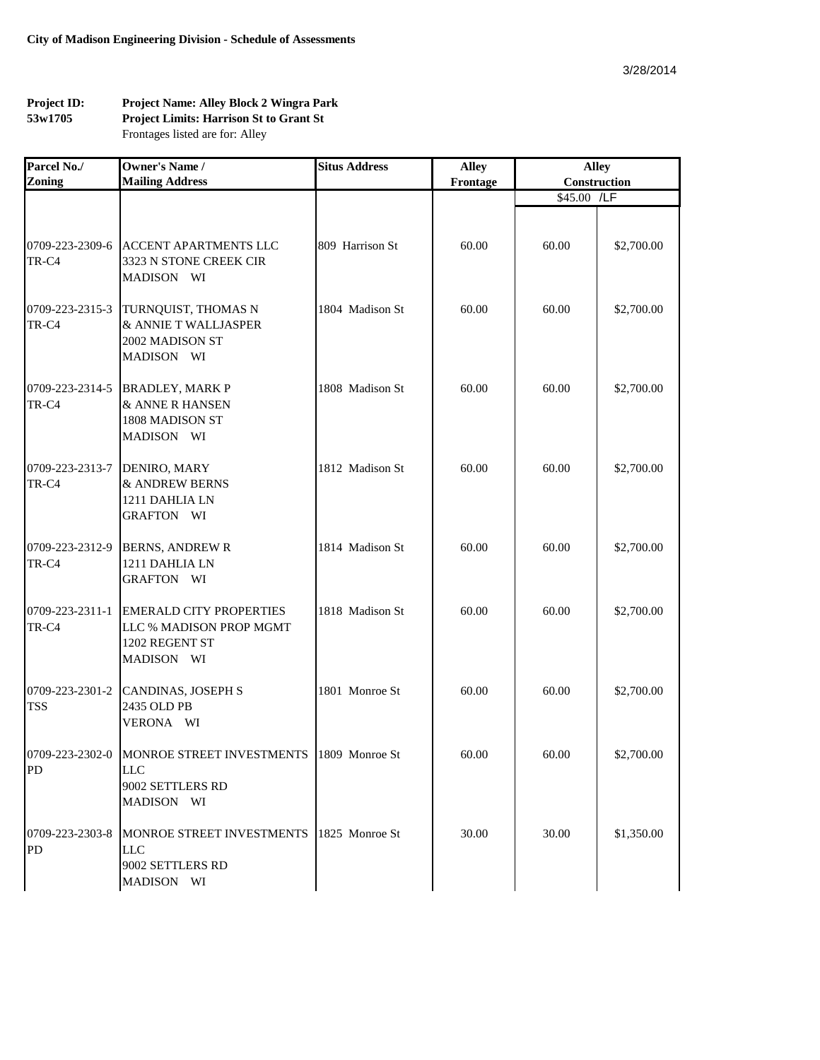**City of Madison Engineering Division - Schedule of Assessments**

3/28/2014

**Project ID:** **53w1705**

**Project Name: Alley Block 2 Wingra Park**
**Project Limits: Harrison St to Grant St**
Frontages listed are for: Alley

| Parcel No./ Zoning | Owner's Name / Mailing Address | Situs Address | Alley Frontage | Alley Construction | |
|---|---|---|---|---|---|
| | | | | $45.00 /LF | |
| 0709-223-2309-6 TR-C4 | ACCENT APARTMENTS LLC 3323 N STONE CREEK CIR MADISON WI | 809 Harrison St | 60.00 | 60.00 | $2,700.00 |
| 0709-223-2315-3 TR-C4 | TURNQUIST, THOMAS N & ANNIE T WALLJASPER 2002 MADISON ST MADISON WI | 1804 Madison St | 60.00 | 60.00 | $2,700.00 |
| 0709-223-2314-5 TR-C4 | BRADLEY, MARK P & ANNE R HANSEN 1808 MADISON ST MADISON WI | 1808 Madison St | 60.00 | 60.00 | $2,700.00 |
| 0709-223-2313-7 TR-C4 | DENIRO, MARY & ANDREW BERNS 1211 DAHLIA LN GRAFTON WI | 1812 Madison St | 60.00 | 60.00 | $2,700.00 |
| 0709-223-2312-9 TR-C4 | BERNS, ANDREW R 1211 DAHLIA LN GRAFTON WI | 1814 Madison St | 60.00 | 60.00 | $2,700.00 |
| 0709-223-2311-1 TR-C4 | EMERALD CITY PROPERTIES LLC % MADISON PROP MGMT 1202 REGENT ST MADISON WI | 1818 Madison St | 60.00 | 60.00 | $2,700.00 |
| 0709-223-2301-2 TSS | CANDINAS, JOSEPH S 2435 OLD PB VERONA WI | 1801 Monroe St | 60.00 | 60.00 | $2,700.00 |
| 0709-223-2302-0 PD | MONROE STREET INVESTMENTS LLC 9002 SETTLERS RD MADISON WI | 1809 Monroe St | 60.00 | 60.00 | $2,700.00 |
| 0709-223-2303-8 PD | MONROE STREET INVESTMENTS LLC 9002 SETTLERS RD MADISON WI | 1825 Monroe St | 30.00 | 30.00 | $1,350.00 |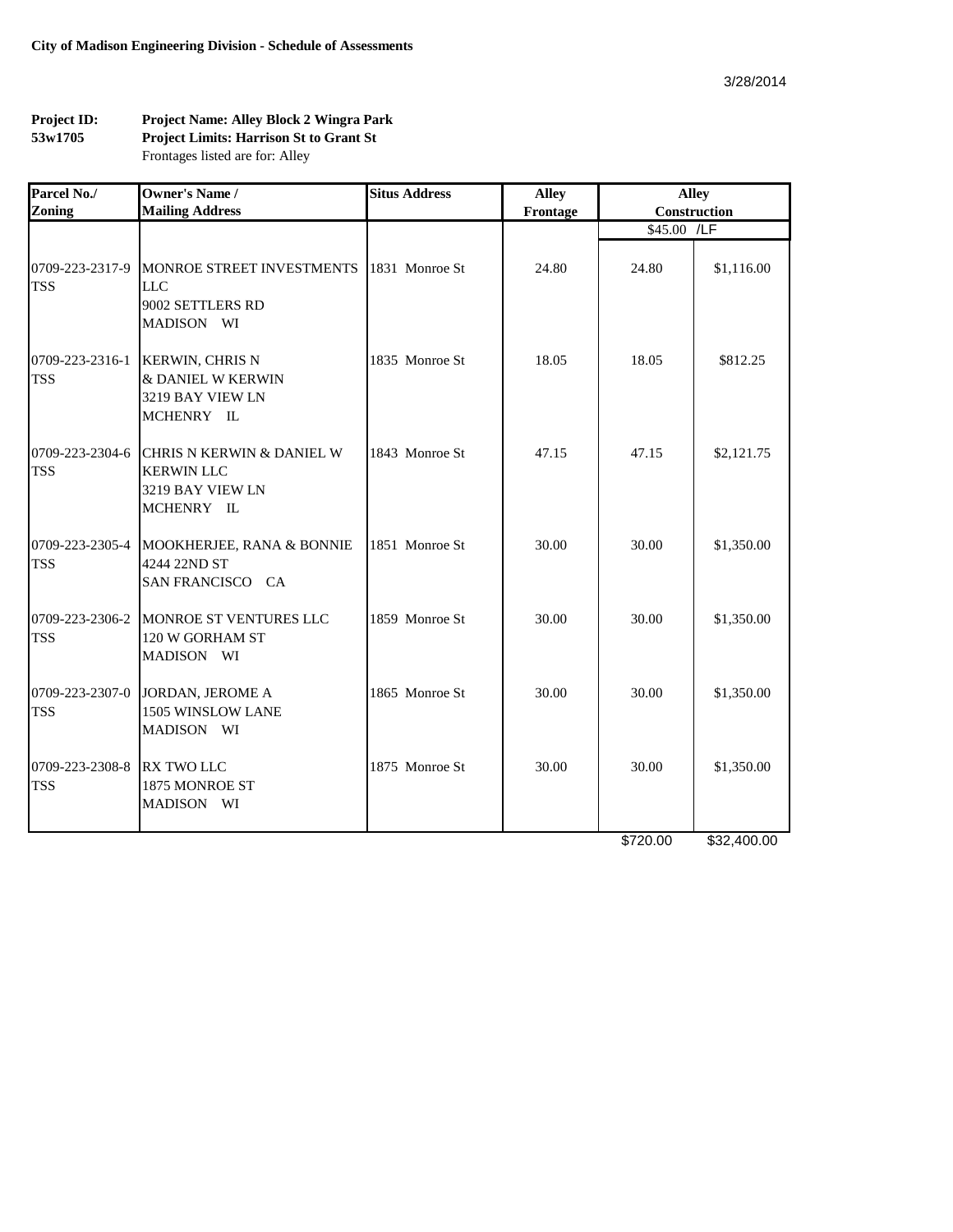**City of Madison Engineering Division - Schedule of Assessments**

3/28/2014

**Project ID:** **53w1705**

**Project Name: Alley Block 2 Wingra Park**
**Project Limits: Harrison St to Grant St**
Frontages listed are for: Alley

| Parcel No./ Zoning | Owner's Name / Mailing Address | Situs Address | Alley Frontage | Alley Construction | |
|---|---|---|---|---|---|
| | | | | $45.00 /LF | |
| 0709-223-2317-9 TSS | MONROE STREET INVESTMENTS LLC 9002 SETTLERS RD MADISON WI | 1831 Monroe St | 24.80 | 24.80 | $1,116.00 |
| 0709-223-2316-1 TSS | KERWIN, CHRIS N & DANIEL W KERWIN 3219 BAY VIEW LN MCHENRY IL | 1835 Monroe St | 18.05 | 18.05 | $812.25 |
| 0709-223-2304-6 TSS | CHRIS N KERWIN & DANIEL W KERWIN LLC 3219 BAY VIEW LN MCHENRY IL | 1843 Monroe St | 47.15 | 47.15 | $2,121.75 |
| 0709-223-2305-4 TSS | MOOKHERJEE, RANA & BONNIE 4244 22ND ST SAN FRANCISCO CA | 1851 Monroe St | 30.00 | 30.00 | $1,350.00 |
| 0709-223-2306-2 TSS | MONROE ST VENTURES LLC 120 W GORHAM ST MADISON WI | 1859 Monroe St | 30.00 | 30.00 | $1,350.00 |
| 0709-223-2307-0 TSS | JORDAN, JEROME A 1505 WINSLOW LANE MADISON WI | 1865 Monroe St | 30.00 | 30.00 | $1,350.00 |
| 0709-223-2308-8 TSS | RX TWO LLC 1875 MONROE ST MADISON WI | 1875 Monroe St | 30.00 | 30.00 | $1,350.00 |
| | | | | $720.00 | $32,400.00 |